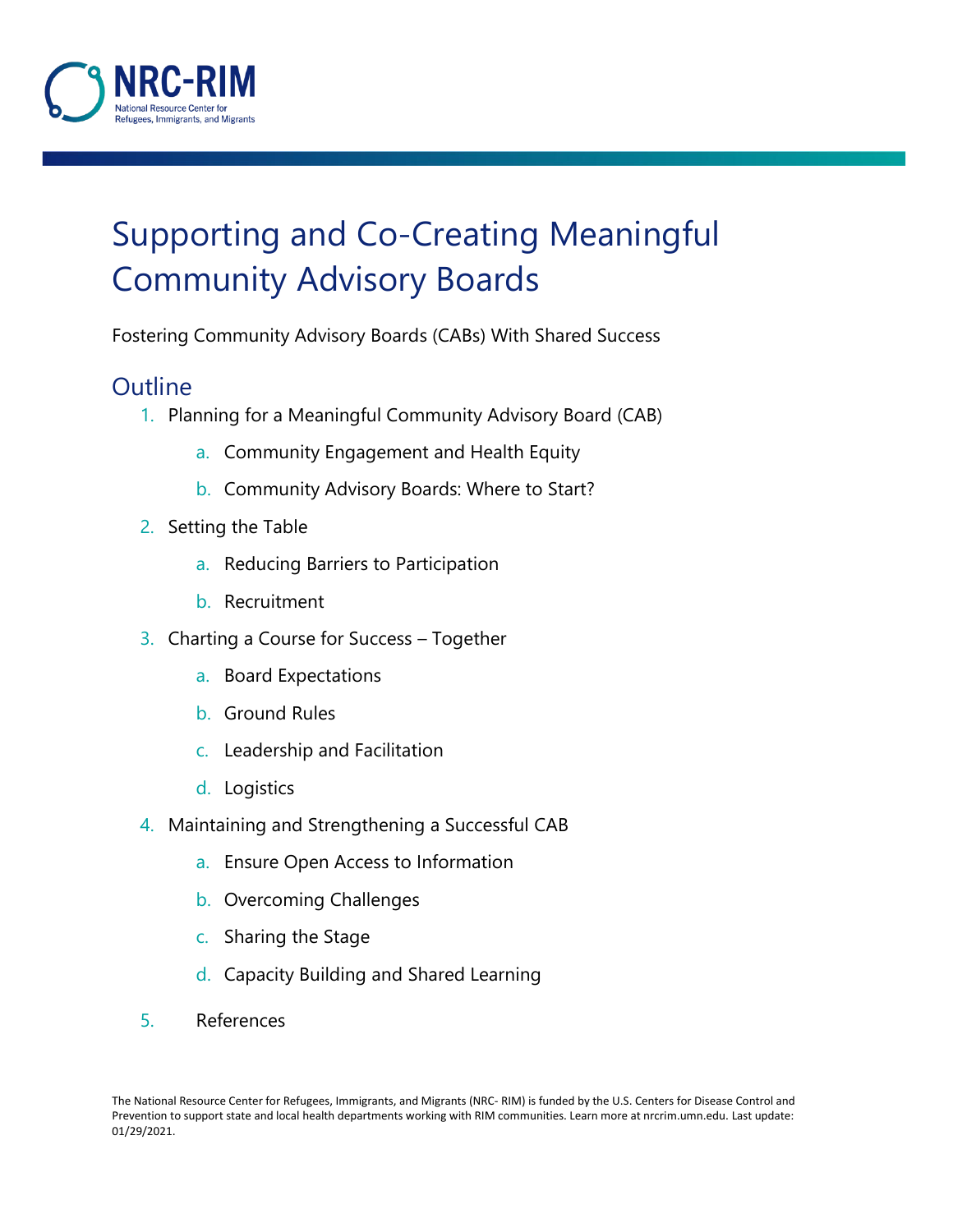# Supporting and Co-Creating Meaningful Community Advisory Boards

Fostering Community Advisory Boards (CABs) With Shared Success

## Outline

1. Planning for a Meaningful Community Advisory Board (CAB)
   a. Community Engagement and Health Equity
   b. Community Advisory Boards: Where to Start?
2. Setting the Table
   a. Reducing Barriers to Participation
   b. Recruitment
3. Charting a Course for Success – Together
   a. Board Expectations
   b. Ground Rules
   c. Leadership and Facilitation
   d. Logistics
4. Maintaining and Strengthening a Successful CAB
   a. Ensure Open Access to Information
   b. Overcoming Challenges
   c. Sharing the Stage
   d. Capacity Building and Shared Learning
5. References

The National Resource Center for Refugees, Immigrants, and Migrants (NRC- RIM) is funded by the U.S. Centers for Disease Control and Prevention to support state and local health departments working with RIM communities. Learn more at nrcrim.umn.edu. Last update: 01/29/2021.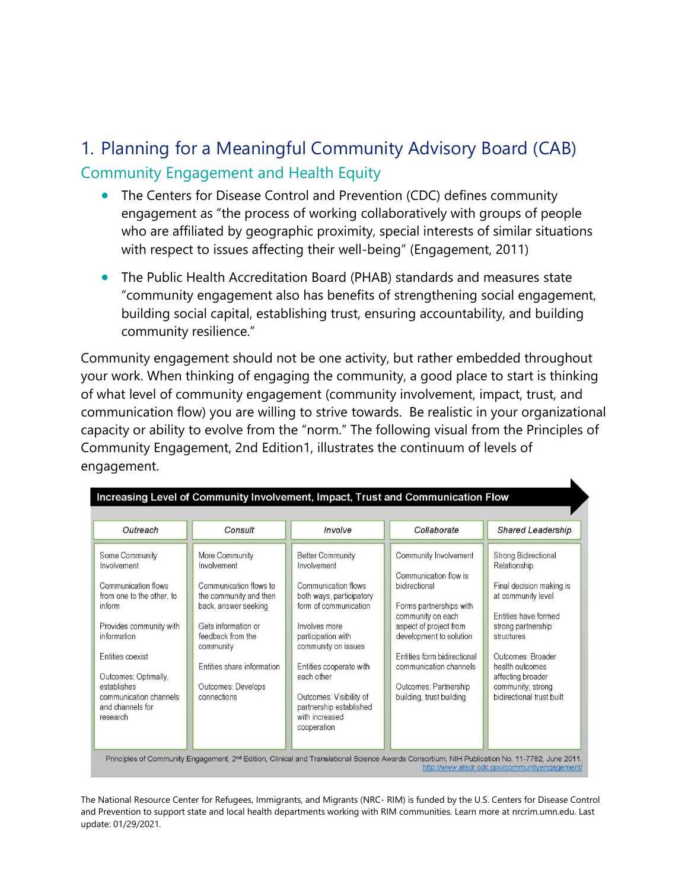# 1. Planning for a Meaningful Community Advisory Board (CAB)

## Community Engagement and Health Equity

- The Centers for Disease Control and Prevention (CDC) defines community engagement as "the process of working collaboratively with groups of people who are affiliated by geographic proximity, special interests of similar situations with respect to issues affecting their well-being" (Engagement, 2011)
- The Public Health Accreditation Board (PHAB) standards and measures state "community engagement also has benefits of strengthening social engagement, building social capital, establishing trust, ensuring accountability, and building community resilience."

Community engagement should not be one activity, but rather embedded throughout your work. When thinking of engaging the community, a good place to start is thinking of what level of community engagement (community involvement, impact, trust, and communication flow) you are willing to strive towards. Be realistic in your organizational capacity or ability to evolve from the "norm." The following visual from the Principles of Community Engagement, 2nd Edition1, illustrates the continuum of levels of engagement.

**Increasing Level of Community Involvement, Impact, Trust and Communication Flow**

| Outreach | Consult | Involve | Collaborate | Shared Leadership |
|---|---|---|---|---|
| Some Community Involvement<br><br>Communication flows from one to the other, to inform<br><br>Provides community with information<br><br>Entities coexist<br><br>Outcomes: Optimally, establishes communication channels and channels for research | More Community Involvement<br><br>Communication flows to the community and then back, answer seeking<br><br>Gets information or feedback from the community<br><br>Entities share information<br><br>Outcomes: Develops connections | Better Community Involvement<br><br>Communication flows both ways, participatory form of communication<br><br>Involves more participation with community on issues<br><br>Entities cooperate with each other<br><br>Outcomes: Visibility of partnership established with increased cooperation | Community Involvement<br><br>Communication flow is bidirectional<br><br>Forms partnerships with community on each aspect of project from development to solution<br><br>Entities form bidirectional communication channels<br><br>Outcomes: Partnership building, trust building | Strong Bidirectional Relationship<br><br>Final decision making is at community level<br><br>Entities have formed strong partnership structures<br><br>Outcomes: Broader health outcomes affecting broader community; strong bidirectional trust built |

Principles of Community Engagement, 2nd Edition, Clinical and Translational Science Awards Consortium, NIH Publication No. 11-7782, June 2011. http://www.atsdr.cdc.gov/communityengagement/

The National Resource Center for Refugees, Immigrants, and Migrants (NRC- RIM) is funded by the U.S. Centers for Disease Control and Prevention to support state and local health departments working with RIM communities. Learn more at nrcrim.umn.edu. Last update: 01/29/2021.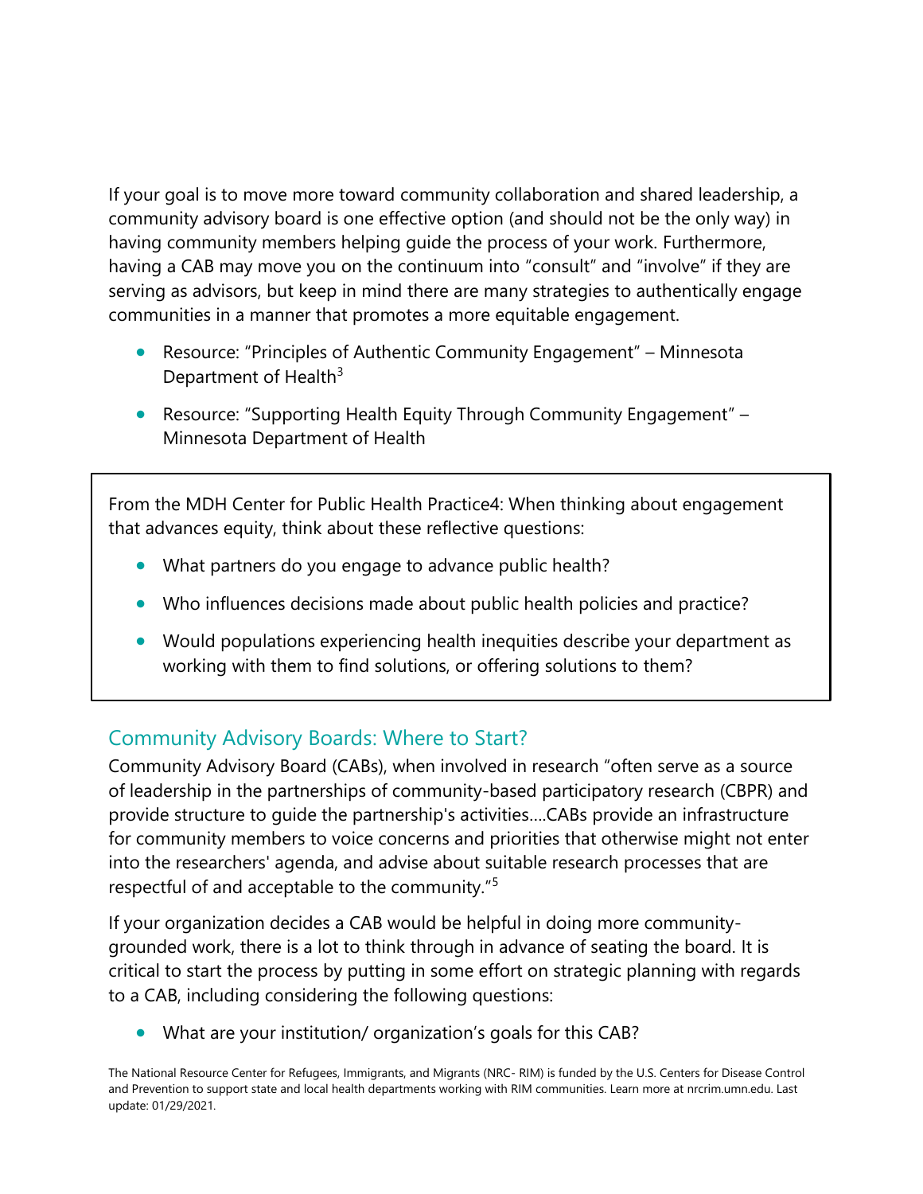If your goal is to move more toward community collaboration and shared leadership, a community advisory board is one effective option (and should not be the only way) in having community members helping guide the process of your work. Furthermore, having a CAB may move you on the continuum into "consult" and "involve" if they are serving as advisors, but keep in mind there are many strategies to authentically engage communities in a manner that promotes a more equitable engagement.

- Resource: "Principles of Authentic Community Engagement" – Minnesota Department of Health[3]
- Resource: "Supporting Health Equity Through Community Engagement" – Minnesota Department of Health

From the MDH Center for Public Health Practice4: When thinking about engagement that advances equity, think about these reflective questions:

- What partners do you engage to advance public health?
- Who influences decisions made about public health policies and practice?
- Would populations experiencing health inequities describe your department as working with them to find solutions, or offering solutions to them?

## Community Advisory Boards: Where to Start?

Community Advisory Board (CABs), when involved in research "often serve as a source of leadership in the partnerships of community-based participatory research (CBPR) and provide structure to guide the partnership's activities….CABs provide an infrastructure for community members to voice concerns and priorities that otherwise might not enter into the researchers' agenda, and advise about suitable research processes that are respectful of and acceptable to the community."[5]

If your organization decides a CAB would be helpful in doing more community-grounded work, there is a lot to think through in advance of seating the board. It is critical to start the process by putting in some effort on strategic planning with regards to a CAB, including considering the following questions:

- What are your institution/ organization's goals for this CAB?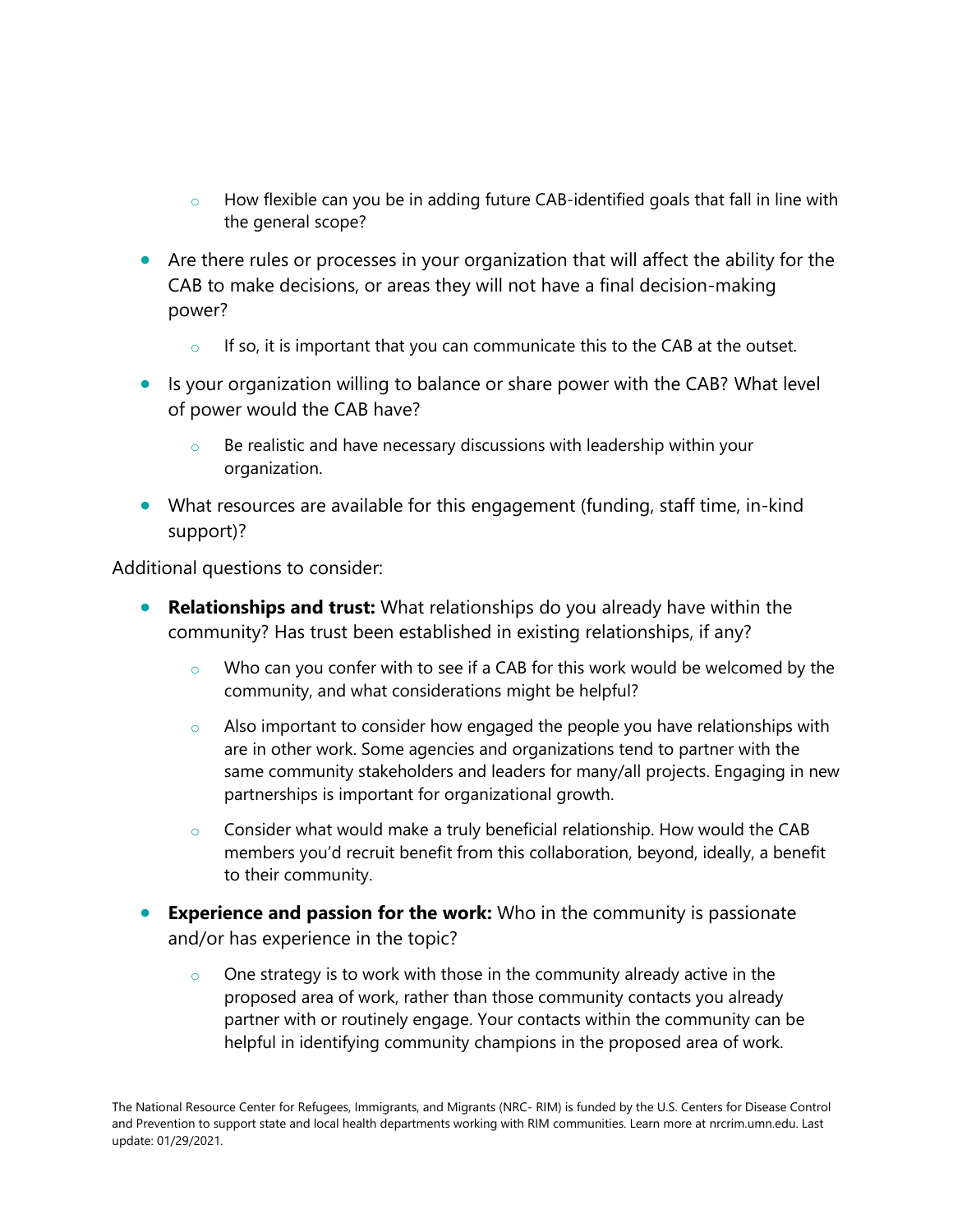- How flexible can you be in adding future CAB-identified goals that fall in line with the general scope?
- Are there rules or processes in your organization that will affect the ability for the CAB to make decisions, or areas they will not have a final decision-making power?
    - If so, it is important that you can communicate this to the CAB at the outset.
- Is your organization willing to balance or share power with the CAB? What level of power would the CAB have?
    - Be realistic and have necessary discussions with leadership within your organization.
- What resources are available for this engagement (funding, staff time, in-kind support)?

Additional questions to consider:

- **Relationships and trust:** What relationships do you already have within the community? Has trust been established in existing relationships, if any?
    - Who can you confer with to see if a CAB for this work would be welcomed by the community, and what considerations might be helpful?
    - Also important to consider how engaged the people you have relationships with are in other work. Some agencies and organizations tend to partner with the same community stakeholders and leaders for many/all projects. Engaging in new partnerships is important for organizational growth.
    - Consider what would make a truly beneficial relationship. How would the CAB members you'd recruit benefit from this collaboration, beyond, ideally, a benefit to their community.
- **Experience and passion for the work:** Who in the community is passionate and/or has experience in the topic?
    - One strategy is to work with those in the community already active in the proposed area of work, rather than those community contacts you already partner with or routinely engage. Your contacts within the community can be helpful in identifying community champions in the proposed area of work.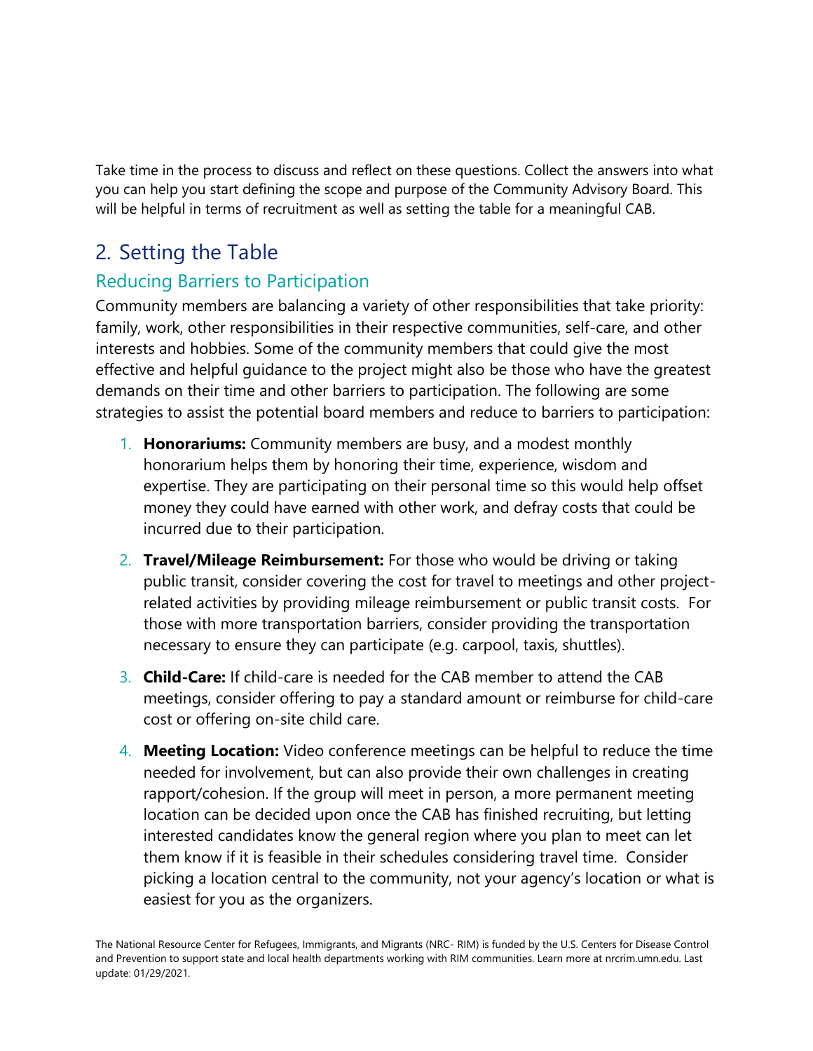Take time in the process to discuss and reflect on these questions. Collect the answers into what you can help you start defining the scope and purpose of the Community Advisory Board. This will be helpful in terms of recruitment as well as setting the table for a meaningful CAB.

## 2. Setting the Table

### Reducing Barriers to Participation

Community members are balancing a variety of other responsibilities that take priority: family, work, other responsibilities in their respective communities, self-care, and other interests and hobbies. Some of the community members that could give the most effective and helpful guidance to the project might also be those who have the greatest demands on their time and other barriers to participation. The following are some strategies to assist the potential board members and reduce to barriers to participation:

1. **Honorariums:** Community members are busy, and a modest monthly honorarium helps them by honoring their time, experience, wisdom and expertise. They are participating on their personal time so this would help offset money they could have earned with other work, and defray costs that could be incurred due to their participation.
2. **Travel/Mileage Reimbursement:** For those who would be driving or taking public transit, consider covering the cost for travel to meetings and other project-related activities by providing mileage reimbursement or public transit costs. For those with more transportation barriers, consider providing the transportation necessary to ensure they can participate (e.g. carpool, taxis, shuttles).
3. **Child-Care:** If child-care is needed for the CAB member to attend the CAB meetings, consider offering to pay a standard amount or reimburse for child-care cost or offering on-site child care.
4. **Meeting Location:** Video conference meetings can be helpful to reduce the time needed for involvement, but can also provide their own challenges in creating rapport/cohesion. If the group will meet in person, a more permanent meeting location can be decided upon once the CAB has finished recruiting, but letting interested candidates know the general region where you plan to meet can let them know if it is feasible in their schedules considering travel time. Consider picking a location central to the community, not your agency's location or what is easiest for you as the organizers.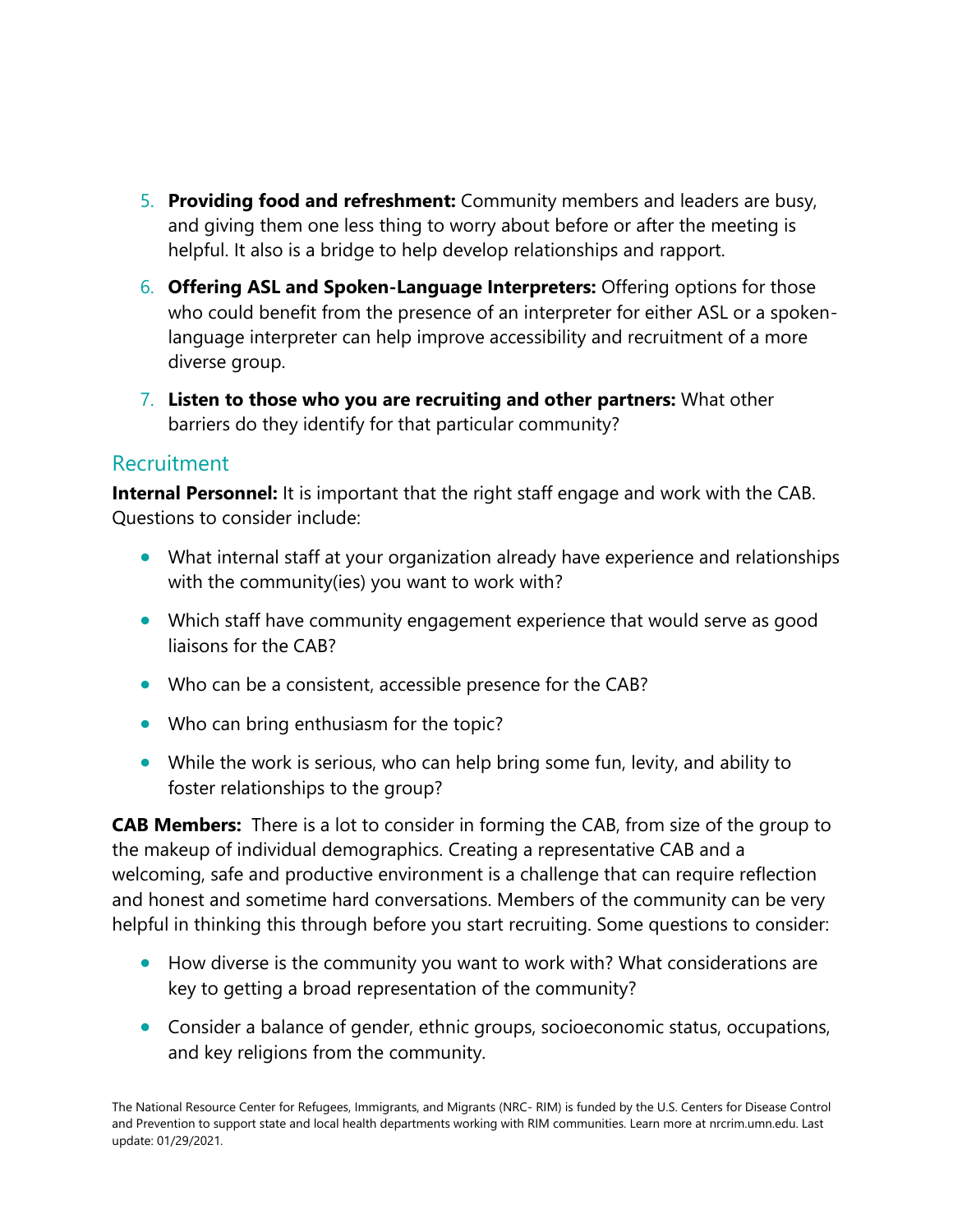5. **Providing food and refreshment:** Community members and leaders are busy, and giving them one less thing to worry about before or after the meeting is helpful. It also is a bridge to help develop relationships and rapport.
6. **Offering ASL and Spoken-Language Interpreters:** Offering options for those who could benefit from the presence of an interpreter for either ASL or a spoken-language interpreter can help improve accessibility and recruitment of a more diverse group.
7. **Listen to those who you are recruiting and other partners:** What other barriers do they identify for that particular community?

## Recruitment

**Internal Personnel:** It is important that the right staff engage and work with the CAB. Questions to consider include:

- What internal staff at your organization already have experience and relationships with the community(ies) you want to work with?
- Which staff have community engagement experience that would serve as good liaisons for the CAB?
- Who can be a consistent, accessible presence for the CAB?
- Who can bring enthusiasm for the topic?
- While the work is serious, who can help bring some fun, levity, and ability to foster relationships to the group?

**CAB Members:** There is a lot to consider in forming the CAB, from size of the group to the makeup of individual demographics. Creating a representative CAB and a welcoming, safe and productive environment is a challenge that can require reflection and honest and sometime hard conversations. Members of the community can be very helpful in thinking this through before you start recruiting. Some questions to consider:

- How diverse is the community you want to work with? What considerations are key to getting a broad representation of the community?
- Consider a balance of gender, ethnic groups, socioeconomic status, occupations, and key religions from the community.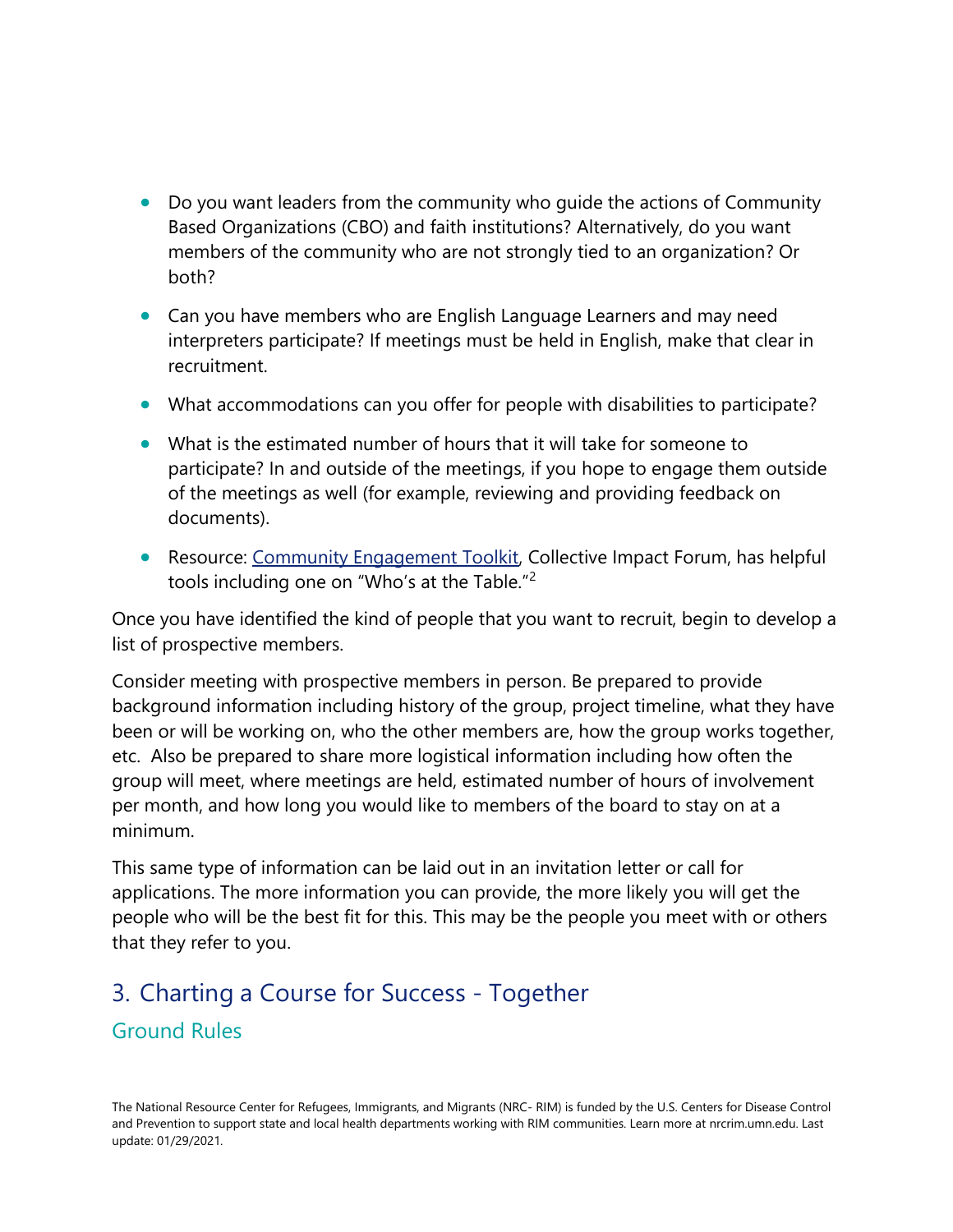- Do you want leaders from the community who guide the actions of Community Based Organizations (CBO) and faith institutions? Alternatively, do you want members of the community who are not strongly tied to an organization? Or both?
- Can you have members who are English Language Learners and may need interpreters participate? If meetings must be held in English, make that clear in recruitment.
- What accommodations can you offer for people with disabilities to participate?
- What is the estimated number of hours that it will take for someone to participate? In and outside of the meetings, if you hope to engage them outside of the meetings as well (for example, reviewing and providing feedback on documents).
- Resource: Community Engagement Toolkit, Collective Impact Forum, has helpful tools including one on "Who's at the Table."[2]

Once you have identified the kind of people that you want to recruit, begin to develop a list of prospective members.

Consider meeting with prospective members in person. Be prepared to provide background information including history of the group, project timeline, what they have been or will be working on, who the other members are, how the group works together, etc. Also be prepared to share more logistical information including how often the group will meet, where meetings are held, estimated number of hours of involvement per month, and how long you would like to members of the board to stay on at a minimum.

This same type of information can be laid out in an invitation letter or call for applications. The more information you can provide, the more likely you will get the people who will be the best fit for this. This may be the people you meet with or others that they refer to you.

## 3. Charting a Course for Success - Together

### Ground Rules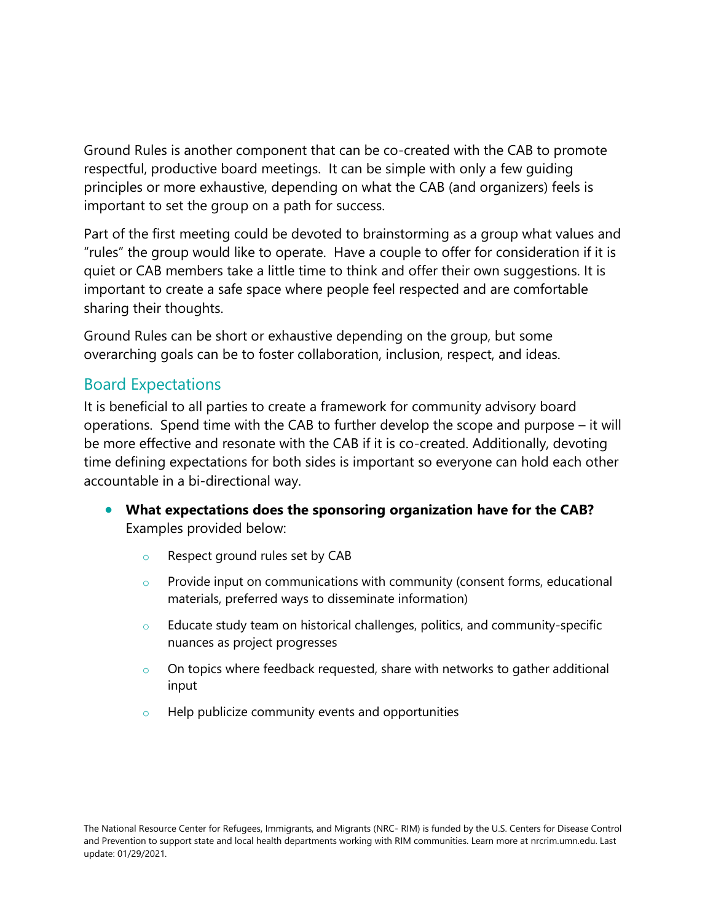Ground Rules is another component that can be co-created with the CAB to promote respectful, productive board meetings. It can be simple with only a few guiding principles or more exhaustive, depending on what the CAB (and organizers) feels is important to set the group on a path for success.

Part of the first meeting could be devoted to brainstorming as a group what values and "rules" the group would like to operate. Have a couple to offer for consideration if it is quiet or CAB members take a little time to think and offer their own suggestions. It is important to create a safe space where people feel respected and are comfortable sharing their thoughts.

Ground Rules can be short or exhaustive depending on the group, but some overarching goals can be to foster collaboration, inclusion, respect, and ideas.

## Board Expectations

It is beneficial to all parties to create a framework for community advisory board operations. Spend time with the CAB to further develop the scope and purpose – it will be more effective and resonate with the CAB if it is co-created. Additionally, devoting time defining expectations for both sides is important so everyone can hold each other accountable in a bi-directional way.

- **What expectations does the sponsoring organization have for the CAB?** Examples provided below:
    - Respect ground rules set by CAB
    - Provide input on communications with community (consent forms, educational materials, preferred ways to disseminate information)
    - Educate study team on historical challenges, politics, and community-specific nuances as project progresses
    - On topics where feedback requested, share with networks to gather additional input
    - Help publicize community events and opportunities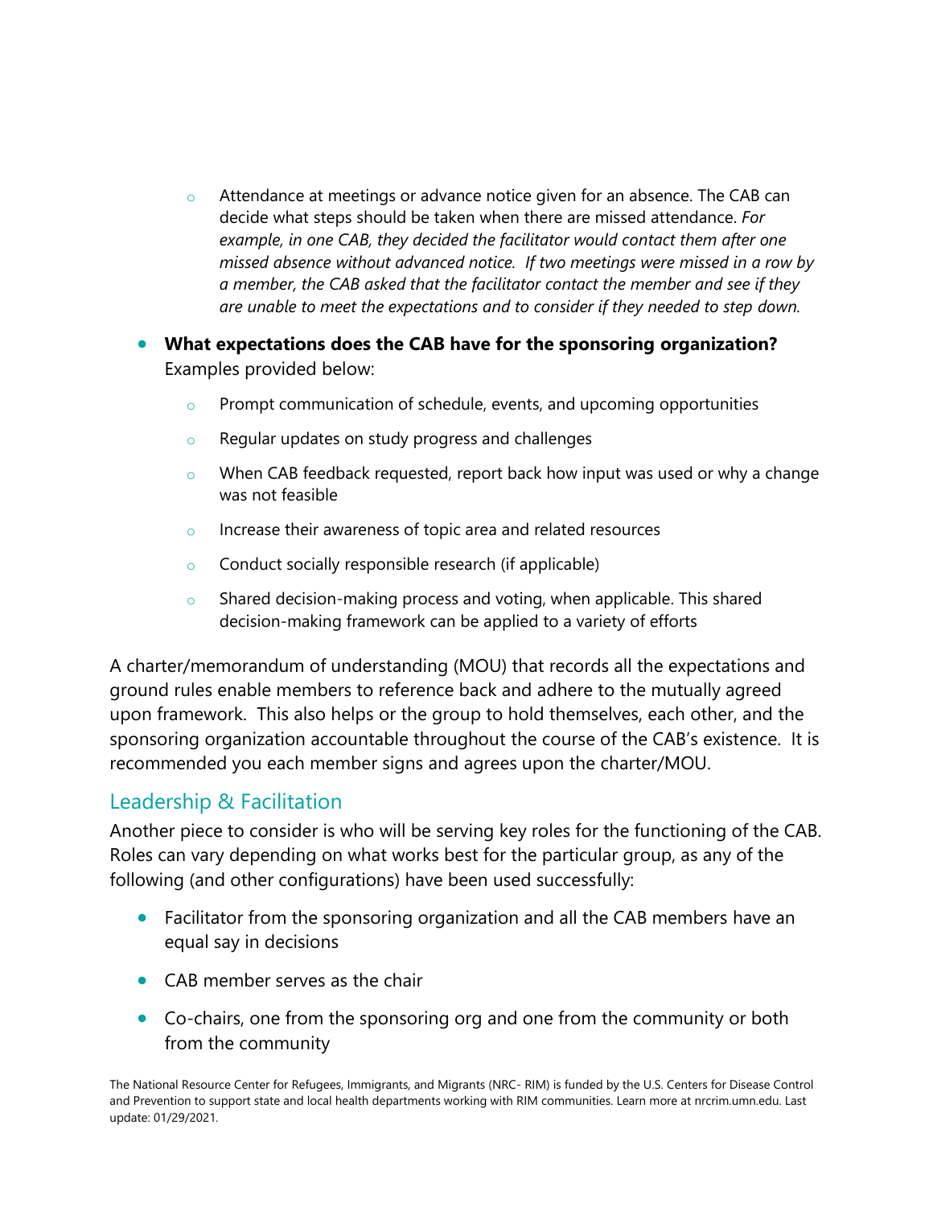- Attendance at meetings or advance notice given for an absence. The CAB can decide what steps should be taken when there are missed attendance. *For example, in one CAB, they decided the facilitator would contact them after one missed absence without advanced notice. If two meetings were missed in a row by a member, the CAB asked that the facilitator contact the member and see if they are unable to meet the expectations and to consider if they needed to step down.*

- **What expectations does the CAB have for the sponsoring organization?** Examples provided below:
  - Prompt communication of schedule, events, and upcoming opportunities
  - Regular updates on study progress and challenges
  - When CAB feedback requested, report back how input was used or why a change was not feasible
  - Increase their awareness of topic area and related resources
  - Conduct socially responsible research (if applicable)
  - Shared decision-making process and voting, when applicable. This shared decision-making framework can be applied to a variety of efforts

A charter/memorandum of understanding (MOU) that records all the expectations and ground rules enable members to reference back and adhere to the mutually agreed upon framework. This also helps or the group to hold themselves, each other, and the sponsoring organization accountable throughout the course of the CAB's existence. It is recommended you each member signs and agrees upon the charter/MOU.

## Leadership & Facilitation

Another piece to consider is who will be serving key roles for the functioning of the CAB. Roles can vary depending on what works best for the particular group, as any of the following (and other configurations) have been used successfully:

- Facilitator from the sponsoring organization and all the CAB members have an equal say in decisions
- CAB member serves as the chair
- Co-chairs, one from the sponsoring org and one from the community or both from the community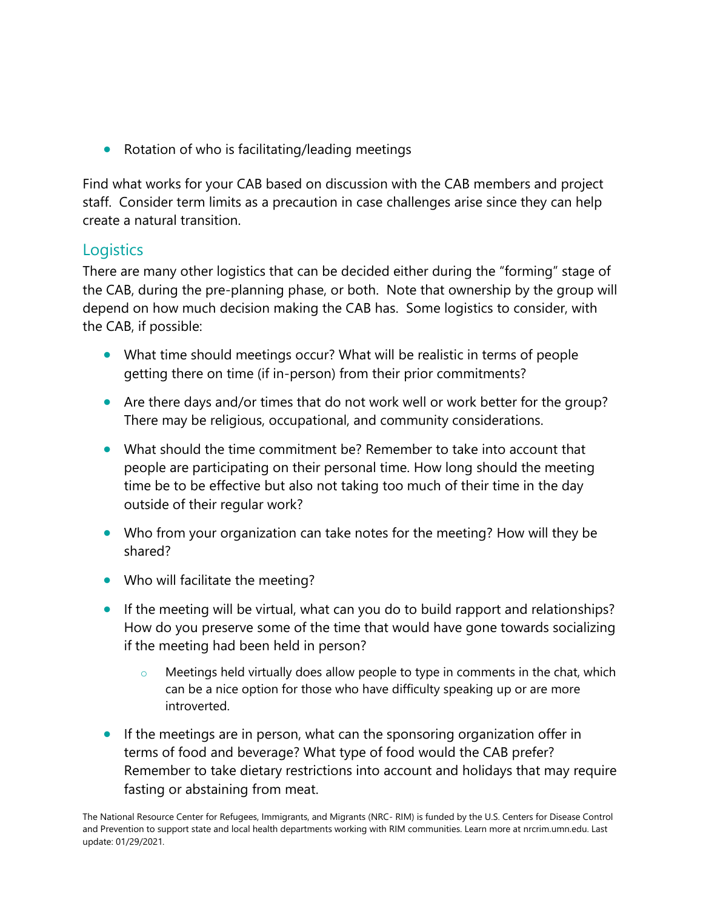- Rotation of who is facilitating/leading meetings

Find what works for your CAB based on discussion with the CAB members and project staff. Consider term limits as a precaution in case challenges arise since they can help create a natural transition.

## Logistics

There are many other logistics that can be decided either during the "forming" stage of the CAB, during the pre-planning phase, or both. Note that ownership by the group will depend on how much decision making the CAB has. Some logistics to consider, with the CAB, if possible:

- What time should meetings occur? What will be realistic in terms of people getting there on time (if in-person) from their prior commitments?
- Are there days and/or times that do not work well or work better for the group? There may be religious, occupational, and community considerations.
- What should the time commitment be? Remember to take into account that people are participating on their personal time. How long should the meeting time be to be effective but also not taking too much of their time in the day outside of their regular work?
- Who from your organization can take notes for the meeting? How will they be shared?
- Who will facilitate the meeting?
- If the meeting will be virtual, what can you do to build rapport and relationships? How do you preserve some of the time that would have gone towards socializing if the meeting had been held in person?
    - Meetings held virtually does allow people to type in comments in the chat, which can be a nice option for those who have difficulty speaking up or are more introverted.
- If the meetings are in person, what can the sponsoring organization offer in terms of food and beverage? What type of food would the CAB prefer? Remember to take dietary restrictions into account and holidays that may require fasting or abstaining from meat.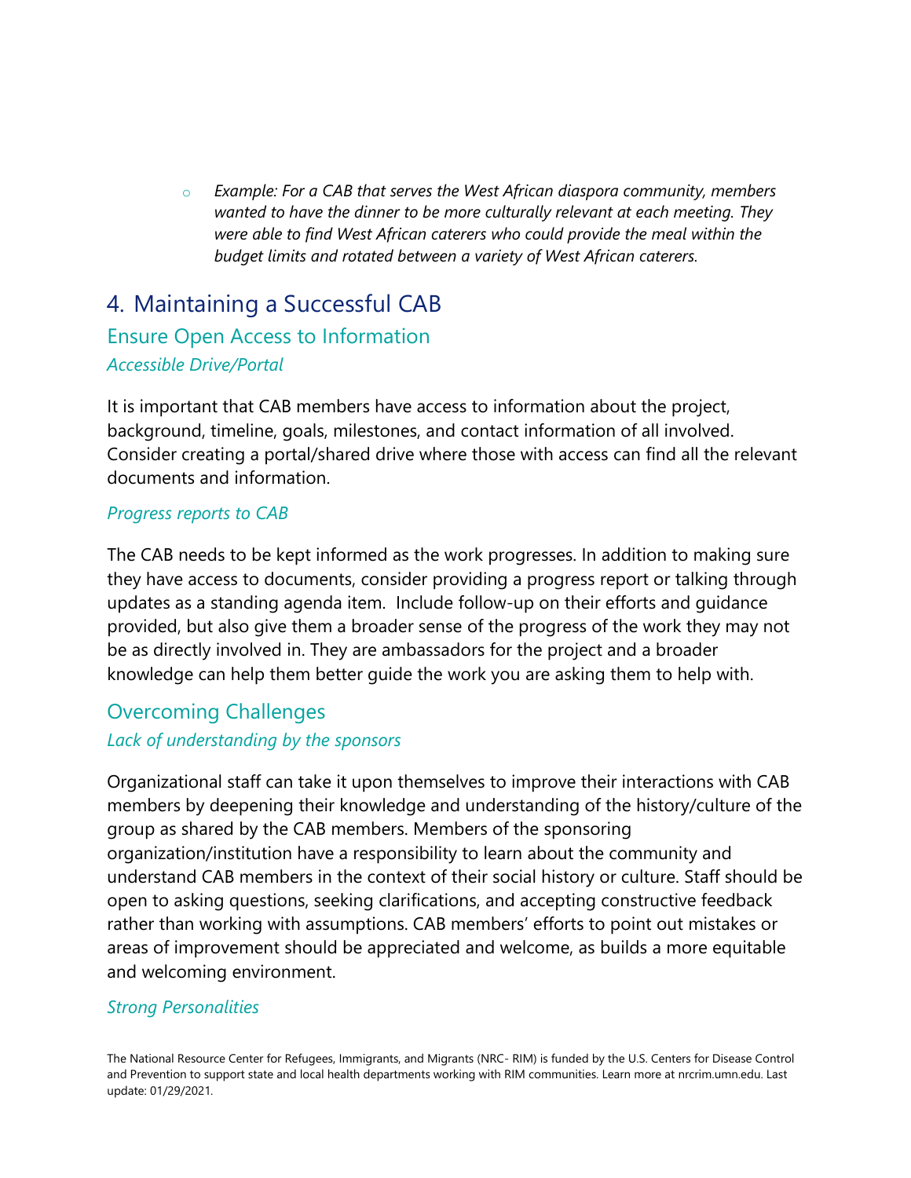- *Example: For a CAB that serves the West African diaspora community, members wanted to have the dinner to be more culturally relevant at each meeting. They were able to find West African caterers who could provide the meal within the budget limits and rotated between a variety of West African caterers.*

# 4. Maintaining a Successful CAB

## Ensure Open Access to Information

### *Accessible Drive/Portal*

It is important that CAB members have access to information about the project, background, timeline, goals, milestones, and contact information of all involved. Consider creating a portal/shared drive where those with access can find all the relevant documents and information.

### *Progress reports to CAB*

The CAB needs to be kept informed as the work progresses. In addition to making sure they have access to documents, consider providing a progress report or talking through updates as a standing agenda item. Include follow-up on their efforts and guidance provided, but also give them a broader sense of the progress of the work they may not be as directly involved in. They are ambassadors for the project and a broader knowledge can help them better guide the work you are asking them to help with.

## Overcoming Challenges

### *Lack of understanding by the sponsors*

Organizational staff can take it upon themselves to improve their interactions with CAB members by deepening their knowledge and understanding of the history/culture of the group as shared by the CAB members. Members of the sponsoring organization/institution have a responsibility to learn about the community and understand CAB members in the context of their social history or culture. Staff should be open to asking questions, seeking clarifications, and accepting constructive feedback rather than working with assumptions. CAB members' efforts to point out mistakes or areas of improvement should be appreciated and welcome, as builds a more equitable and welcoming environment.

### *Strong Personalities*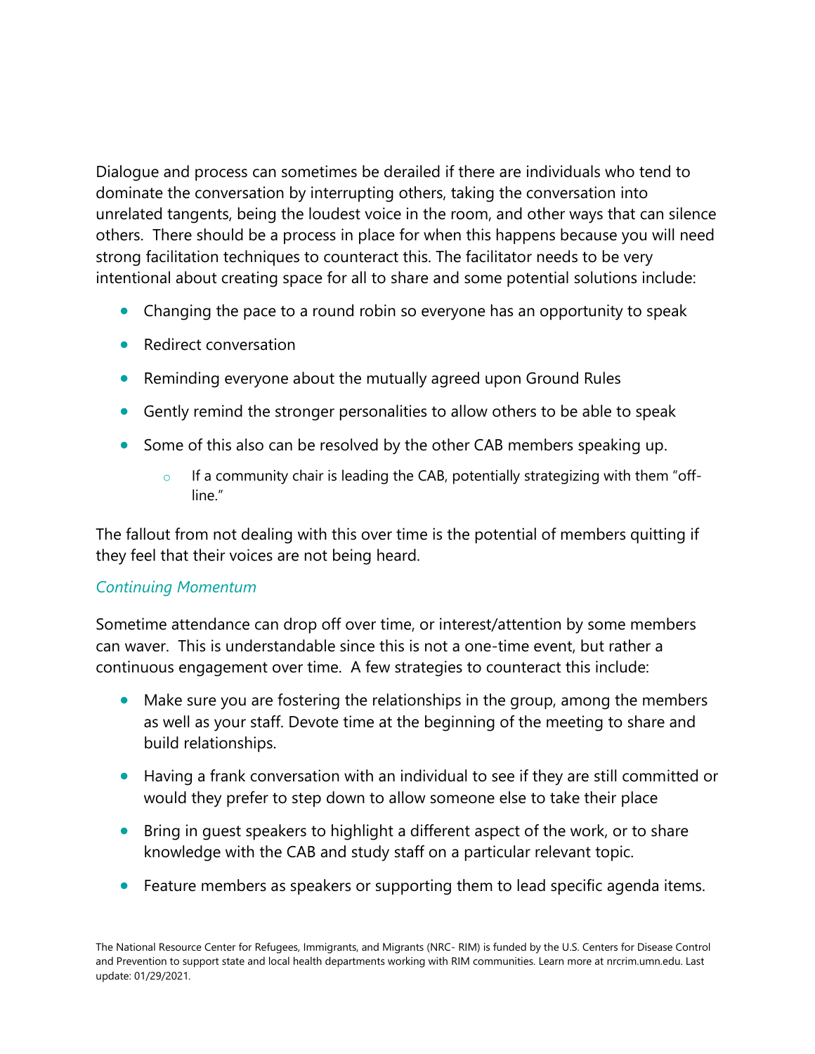Dialogue and process can sometimes be derailed if there are individuals who tend to dominate the conversation by interrupting others, taking the conversation into unrelated tangents, being the loudest voice in the room, and other ways that can silence others.  There should be a process in place for when this happens because you will need strong facilitation techniques to counteract this. The facilitator needs to be very intentional about creating space for all to share and some potential solutions include:

- Changing the pace to a round robin so everyone has an opportunity to speak
- Redirect conversation
- Reminding everyone about the mutually agreed upon Ground Rules
- Gently remind the stronger personalities to allow others to be able to speak
- Some of this also can be resolved by the other CAB members speaking up.
    - If a community chair is leading the CAB, potentially strategizing with them "off-line."

The fallout from not dealing with this over time is the potential of members quitting if they feel that their voices are not being heard.

### *Continuing Momentum*

Sometime attendance can drop off over time, or interest/attention by some members can waver.  This is understandable since this is not a one-time event, but rather a continuous engagement over time.  A few strategies to counteract this include:

- Make sure you are fostering the relationships in the group, among the members as well as your staff. Devote time at the beginning of the meeting to share and build relationships.
- Having a frank conversation with an individual to see if they are still committed or would they prefer to step down to allow someone else to take their place
- Bring in guest speakers to highlight a different aspect of the work, or to share knowledge with the CAB and study staff on a particular relevant topic.
- Feature members as speakers or supporting them to lead specific agenda items.

The National Resource Center for Refugees, Immigrants, and Migrants (NRC- RIM) is funded by the U.S. Centers for Disease Control and Prevention to support state and local health departments working with RIM communities. Learn more at nrcrim.umn.edu. Last update: 01/29/2021.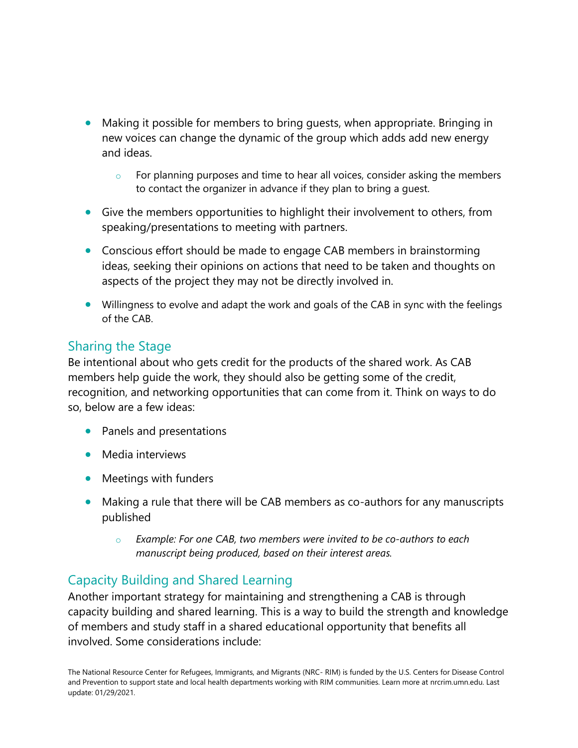- Making it possible for members to bring guests, when appropriate. Bringing in new voices can change the dynamic of the group which adds add new energy and ideas.
    - For planning purposes and time to hear all voices, consider asking the members to contact the organizer in advance if they plan to bring a guest.
- Give the members opportunities to highlight their involvement to others, from speaking/presentations to meeting with partners.
- Conscious effort should be made to engage CAB members in brainstorming ideas, seeking their opinions on actions that need to be taken and thoughts on aspects of the project they may not be directly involved in.
- Willingness to evolve and adapt the work and goals of the CAB in sync with the feelings of the CAB.

## Sharing the Stage

Be intentional about who gets credit for the products of the shared work. As CAB members help guide the work, they should also be getting some of the credit, recognition, and networking opportunities that can come from it. Think on ways to do so, below are a few ideas:

- Panels and presentations
- Media interviews
- Meetings with funders
- Making a rule that there will be CAB members as co-authors for any manuscripts published
    - *Example: For one CAB, two members were invited to be co-authors to each manuscript being produced, based on their interest areas.*

## Capacity Building and Shared Learning

Another important strategy for maintaining and strengthening a CAB is through capacity building and shared learning. This is a way to build the strength and knowledge of members and study staff in a shared educational opportunity that benefits all involved. Some considerations include: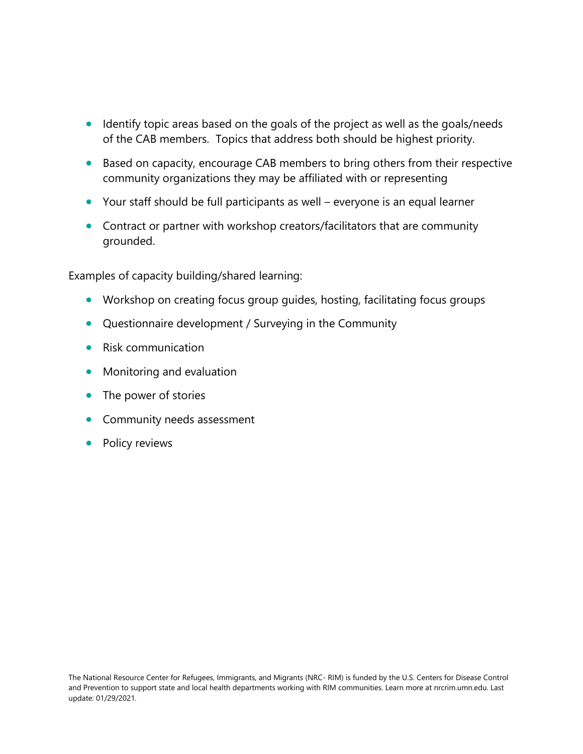- Identify topic areas based on the goals of the project as well as the goals/needs of the CAB members.  Topics that address both should be highest priority.
- Based on capacity, encourage CAB members to bring others from their respective community organizations they may be affiliated with or representing
- Your staff should be full participants as well – everyone is an equal learner
- Contract or partner with workshop creators/facilitators that are community grounded.

Examples of capacity building/shared learning:

- Workshop on creating focus group guides, hosting, facilitating focus groups
- Questionnaire development / Surveying in the Community
- Risk communication
- Monitoring and evaluation
- The power of stories
- Community needs assessment
- Policy reviews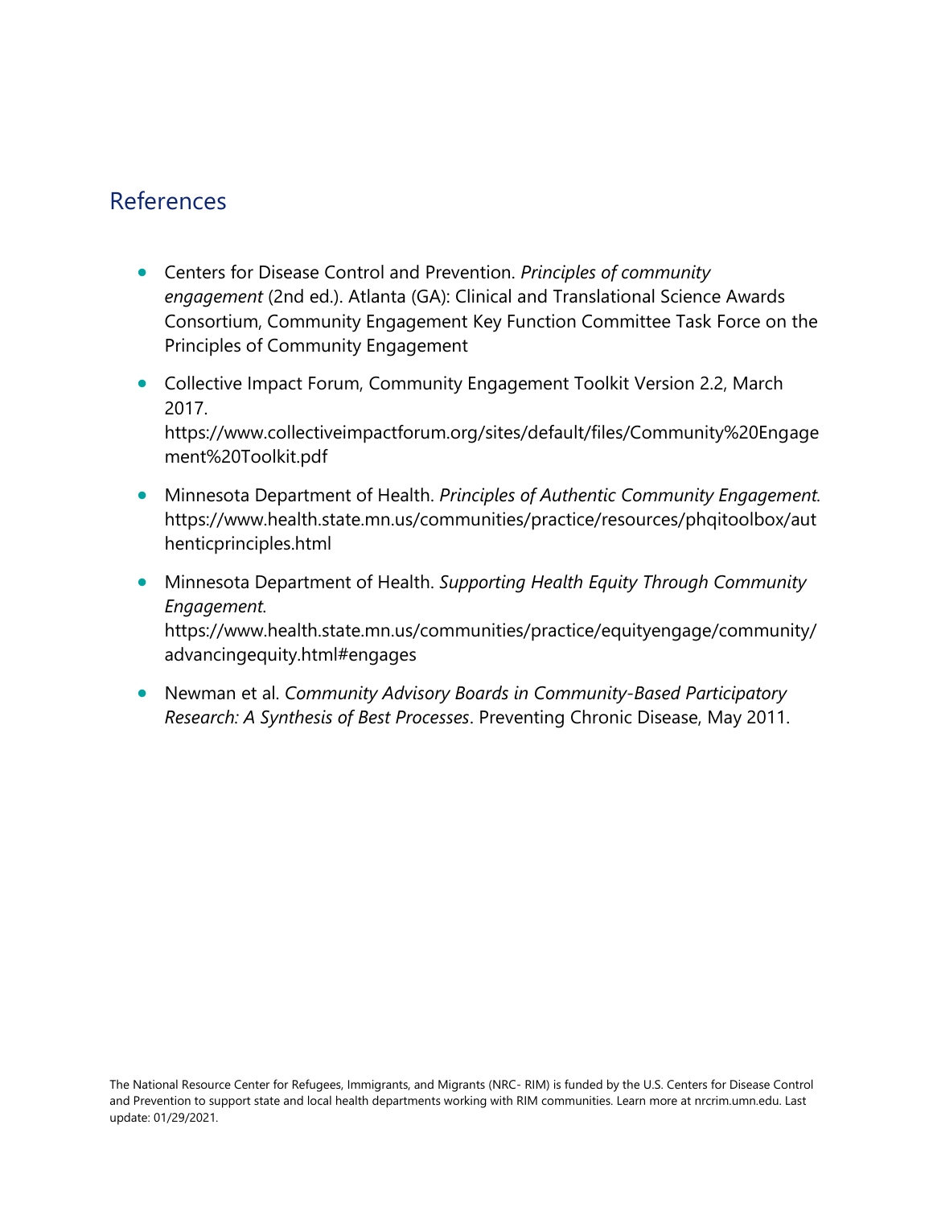## References

- Centers for Disease Control and Prevention. *Principles of community engagement* (2nd ed.). Atlanta (GA): Clinical and Translational Science Awards Consortium, Community Engagement Key Function Committee Task Force on the Principles of Community Engagement
- Collective Impact Forum, Community Engagement Toolkit Version 2.2, March 2017. https://www.collectiveimpactforum.org/sites/default/files/Community%20Engagement%20Toolkit.pdf
- Minnesota Department of Health. *Principles of Authentic Community Engagement.* https://www.health.state.mn.us/communities/practice/resources/phqitoolbox/authenticprinciples.html
- Minnesota Department of Health. *Supporting Health Equity Through Community Engagement.* https://www.health.state.mn.us/communities/practice/equityengage/community/advancingequity.html#engages
- Newman et al. *Community Advisory Boards in Community-Based Participatory Research: A Synthesis of Best Processes*. Preventing Chronic Disease, May 2011.

The National Resource Center for Refugees, Immigrants, and Migrants (NRC- RIM) is funded by the U.S. Centers for Disease Control and Prevention to support state and local health departments working with RIM communities. Learn more at nrcrim.umn.edu. Last update: 01/29/2021.